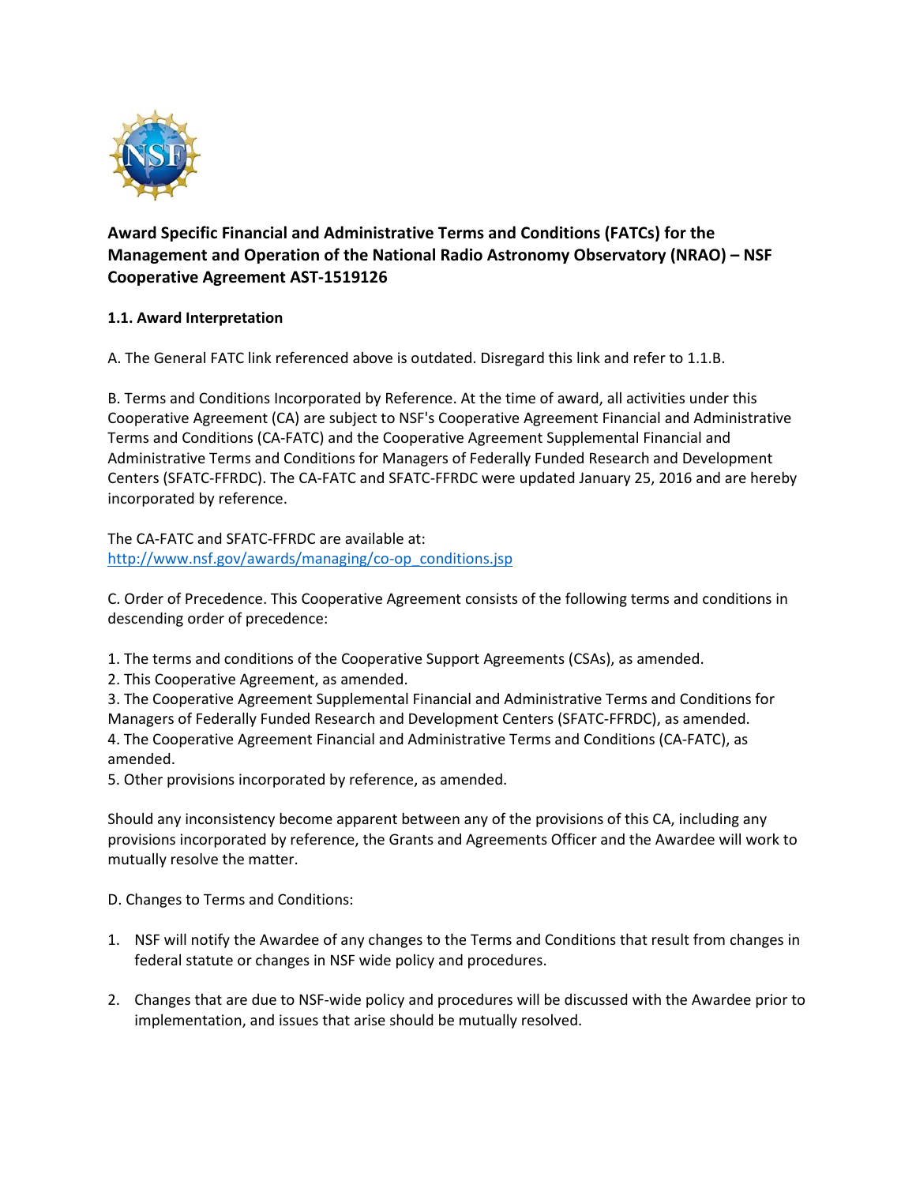**Award Specific Financial and Administrative Terms and Conditions (FATCs) for the Management and Operation of the National Radio Astronomy Observatory (NRAO) – NSF Cooperative Agreement AST-1519126**

**1.1. Award Interpretation**

A. The General FATC link referenced above is outdated. Disregard this link and refer to 1.1.B.

B. Terms and Conditions Incorporated by Reference. At the time of award, all activities under this Cooperative Agreement (CA) are subject to NSF's Cooperative Agreement Financial and Administrative Terms and Conditions (CA-FATC) and the Cooperative Agreement Supplemental Financial and Administrative Terms and Conditions for Managers of Federally Funded Research and Development Centers (SFATC-FFRDC). The CA-FATC and SFATC-FFRDC were updated January 25, 2016 and are hereby incorporated by reference.

The CA-FATC and SFATC-FFRDC are available at:
http://www.nsf.gov/awards/managing/co-op_conditions.jsp

C. Order of Precedence. This Cooperative Agreement consists of the following terms and conditions in descending order of precedence:

1. The terms and conditions of the Cooperative Support Agreements (CSAs), as amended.
2. This Cooperative Agreement, as amended.
3. The Cooperative Agreement Supplemental Financial and Administrative Terms and Conditions for Managers of Federally Funded Research and Development Centers (SFATC-FFRDC), as amended.
4. The Cooperative Agreement Financial and Administrative Terms and Conditions (CA-FATC), as amended.
5. Other provisions incorporated by reference, as amended.

Should any inconsistency become apparent between any of the provisions of this CA, including any provisions incorporated by reference, the Grants and Agreements Officer and the Awardee will work to mutually resolve the matter.

D. Changes to Terms and Conditions:

1. NSF will notify the Awardee of any changes to the Terms and Conditions that result from changes in federal statute or changes in NSF wide policy and procedures.

2. Changes that are due to NSF-wide policy and procedures will be discussed with the Awardee prior to implementation, and issues that arise should be mutually resolved.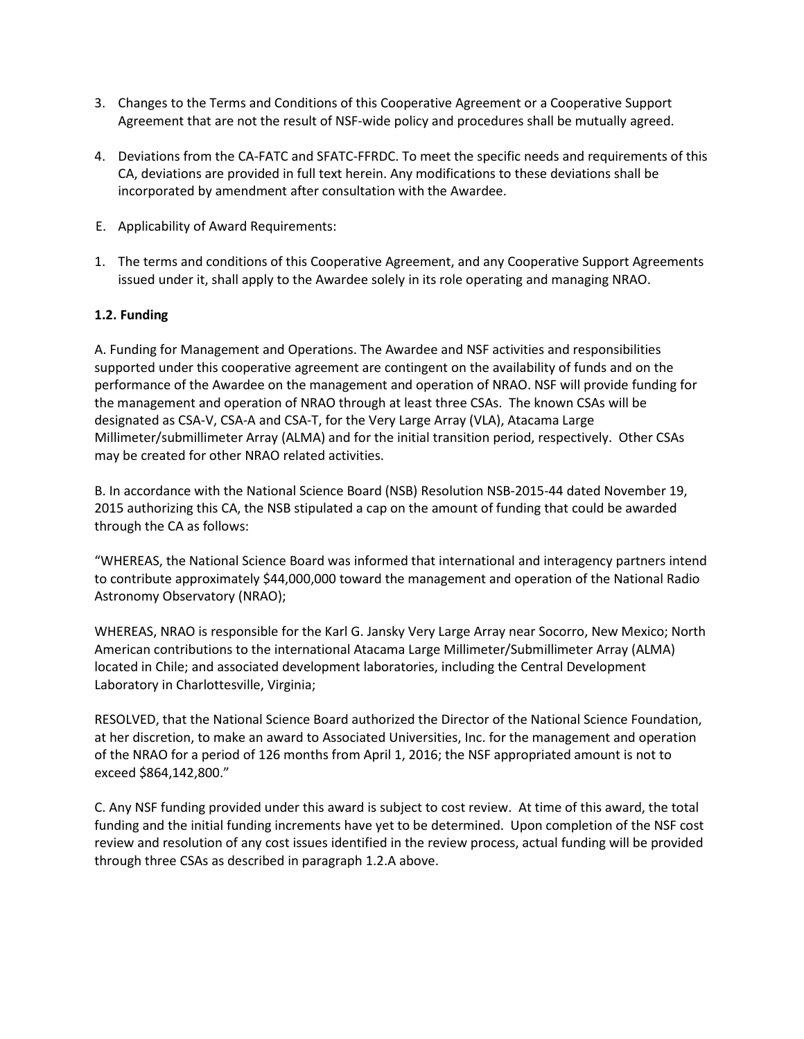3. Changes to the Terms and Conditions of this Cooperative Agreement or a Cooperative Support Agreement that are not the result of NSF-wide policy and procedures shall be mutually agreed.

4. Deviations from the CA-FATC and SFATC-FFRDC. To meet the specific needs and requirements of this CA, deviations are provided in full text herein. Any modifications to these deviations shall be incorporated by amendment after consultation with the Awardee.

E. Applicability of Award Requirements:

1. The terms and conditions of this Cooperative Agreement, and any Cooperative Support Agreements issued under it, shall apply to the Awardee solely in its role operating and managing NRAO.

**1.2. Funding**

A. Funding for Management and Operations. The Awardee and NSF activities and responsibilities supported under this cooperative agreement are contingent on the availability of funds and on the performance of the Awardee on the management and operation of NRAO. NSF will provide funding for the management and operation of NRAO through at least three CSAs. The known CSAs will be designated as CSA-V, CSA-A and CSA-T, for the Very Large Array (VLA), Atacama Large Millimeter/submillimeter Array (ALMA) and for the initial transition period, respectively. Other CSAs may be created for other NRAO related activities.

B. In accordance with the National Science Board (NSB) Resolution NSB-2015-44 dated November 19, 2015 authorizing this CA, the NSB stipulated a cap on the amount of funding that could be awarded through the CA as follows:

"WHEREAS, the National Science Board was informed that international and interagency partners intend to contribute approximately $44,000,000 toward the management and operation of the National Radio Astronomy Observatory (NRAO);

WHEREAS, NRAO is responsible for the Karl G. Jansky Very Large Array near Socorro, New Mexico; North American contributions to the international Atacama Large Millimeter/Submillimeter Array (ALMA) located in Chile; and associated development laboratories, including the Central Development Laboratory in Charlottesville, Virginia;

RESOLVED, that the National Science Board authorized the Director of the National Science Foundation, at her discretion, to make an award to Associated Universities, Inc. for the management and operation of the NRAO for a period of 126 months from April 1, 2016; the NSF appropriated amount is not to exceed $864,142,800."

C. Any NSF funding provided under this award is subject to cost review. At time of this award, the total funding and the initial funding increments have yet to be determined. Upon completion of the NSF cost review and resolution of any cost issues identified in the review process, actual funding will be provided through three CSAs as described in paragraph 1.2.A above.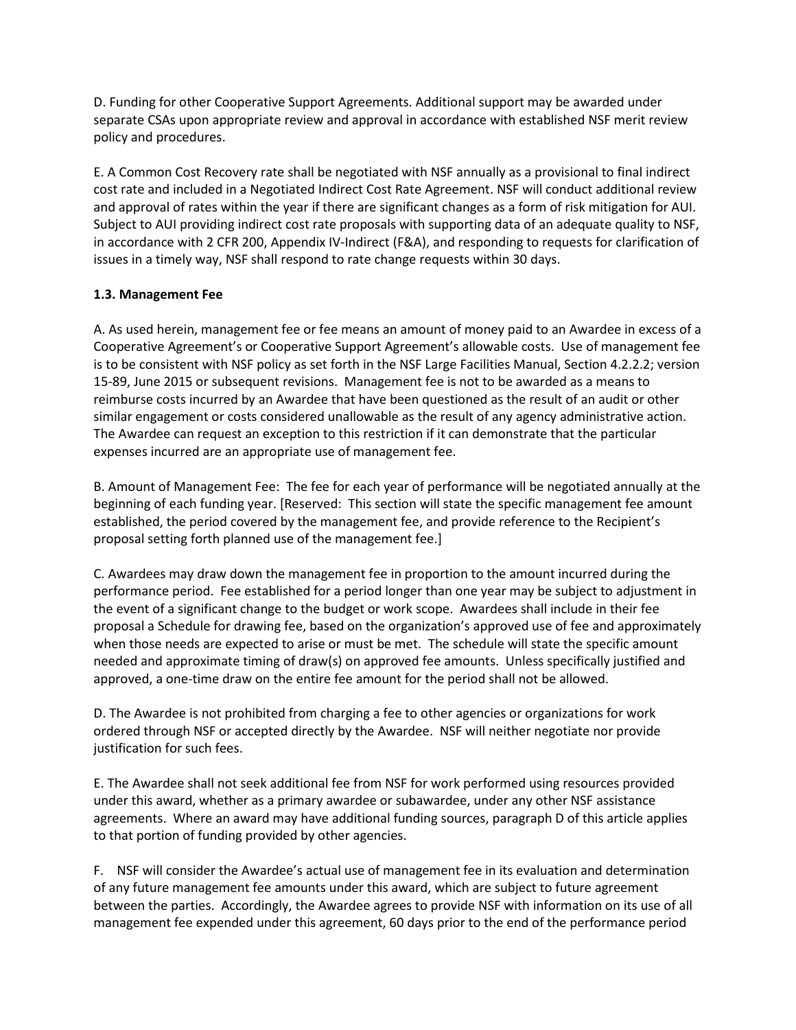D. Funding for other Cooperative Support Agreements. Additional support may be awarded under separate CSAs upon appropriate review and approval in accordance with established NSF merit review policy and procedures.

E. A Common Cost Recovery rate shall be negotiated with NSF annually as a provisional to final indirect cost rate and included in a Negotiated Indirect Cost Rate Agreement. NSF will conduct additional review and approval of rates within the year if there are significant changes as a form of risk mitigation for AUI. Subject to AUI providing indirect cost rate proposals with supporting data of an adequate quality to NSF, in accordance with 2 CFR 200, Appendix IV-Indirect (F&A), and responding to requests for clarification of issues in a timely way, NSF shall respond to rate change requests within 30 days.

### 1.3. Management Fee

A. As used herein, management fee or fee means an amount of money paid to an Awardee in excess of a Cooperative Agreement's or Cooperative Support Agreement's allowable costs. Use of management fee is to be consistent with NSF policy as set forth in the NSF Large Facilities Manual, Section 4.2.2.2; version 15-89, June 2015 or subsequent revisions. Management fee is not to be awarded as a means to reimburse costs incurred by an Awardee that have been questioned as the result of an audit or other similar engagement or costs considered unallowable as the result of any agency administrative action. The Awardee can request an exception to this restriction if it can demonstrate that the particular expenses incurred are an appropriate use of management fee.

B. Amount of Management Fee: The fee for each year of performance will be negotiated annually at the beginning of each funding year. [Reserved: This section will state the specific management fee amount established, the period covered by the management fee, and provide reference to the Recipient's proposal setting forth planned use of the management fee.]

C. Awardees may draw down the management fee in proportion to the amount incurred during the performance period. Fee established for a period longer than one year may be subject to adjustment in the event of a significant change to the budget or work scope. Awardees shall include in their fee proposal a Schedule for drawing fee, based on the organization's approved use of fee and approximately when those needs are expected to arise or must be met. The schedule will state the specific amount needed and approximate timing of draw(s) on approved fee amounts. Unless specifically justified and approved, a one-time draw on the entire fee amount for the period shall not be allowed.

D. The Awardee is not prohibited from charging a fee to other agencies or organizations for work ordered through NSF or accepted directly by the Awardee. NSF will neither negotiate nor provide justification for such fees.

E. The Awardee shall not seek additional fee from NSF for work performed using resources provided under this award, whether as a primary awardee or subawardee, under any other NSF assistance agreements. Where an award may have additional funding sources, paragraph D of this article applies to that portion of funding provided by other agencies.

F. NSF will consider the Awardee's actual use of management fee in its evaluation and determination of any future management fee amounts under this award, which are subject to future agreement between the parties. Accordingly, the Awardee agrees to provide NSF with information on its use of all management fee expended under this agreement, 60 days prior to the end of the performance period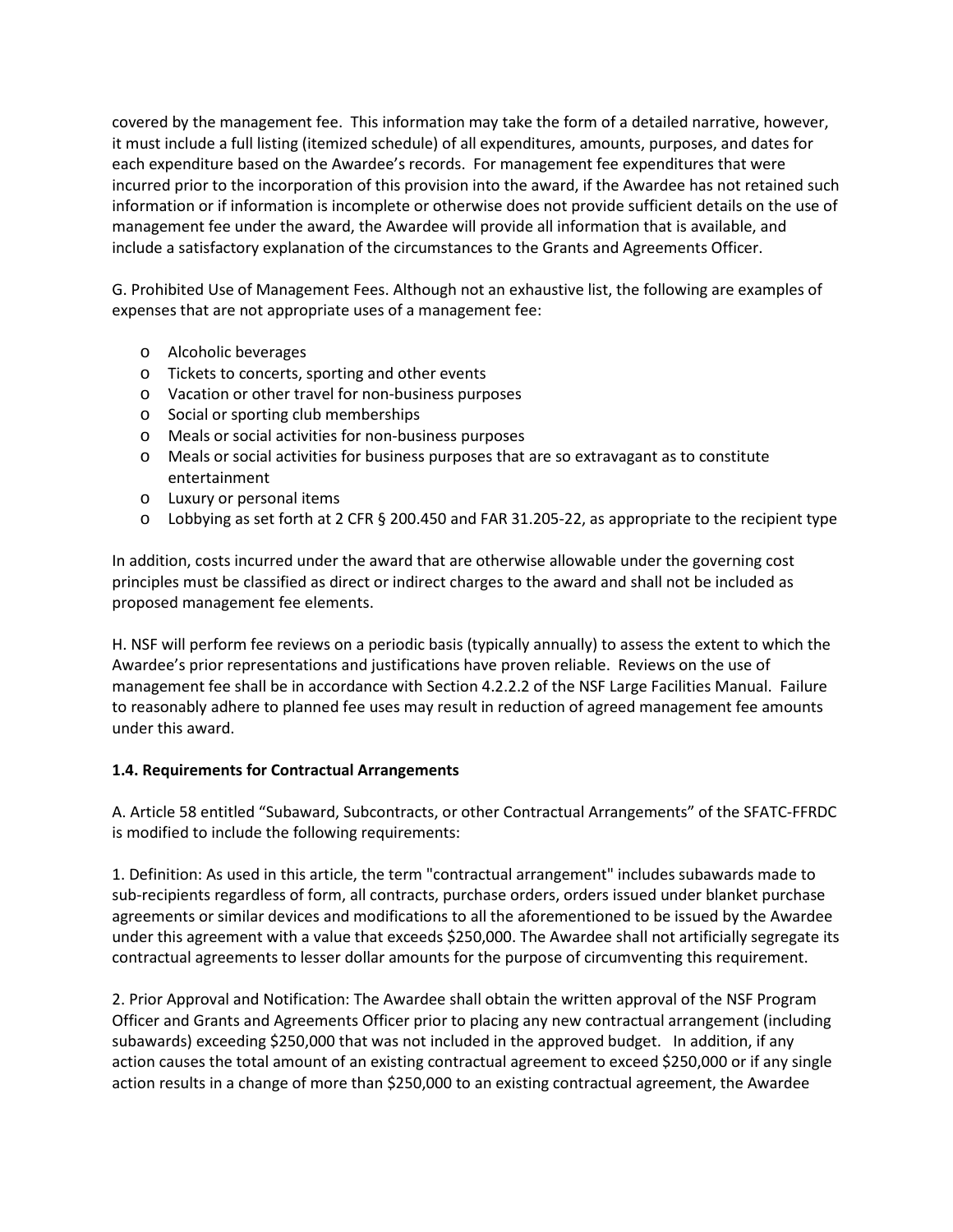covered by the management fee. This information may take the form of a detailed narrative, however, it must include a full listing (itemized schedule) of all expenditures, amounts, purposes, and dates for each expenditure based on the Awardee's records. For management fee expenditures that were incurred prior to the incorporation of this provision into the award, if the Awardee has not retained such information or if information is incomplete or otherwise does not provide sufficient details on the use of management fee under the award, the Awardee will provide all information that is available, and include a satisfactory explanation of the circumstances to the Grants and Agreements Officer.

G. Prohibited Use of Management Fees. Although not an exhaustive list, the following are examples of expenses that are not appropriate uses of a management fee:

- Alcoholic beverages
- Tickets to concerts, sporting and other events
- Vacation or other travel for non-business purposes
- Social or sporting club memberships
- Meals or social activities for non-business purposes
- Meals or social activities for business purposes that are so extravagant as to constitute entertainment
- Luxury or personal items
- Lobbying as set forth at 2 CFR § 200.450 and FAR 31.205-22, as appropriate to the recipient type

In addition, costs incurred under the award that are otherwise allowable under the governing cost principles must be classified as direct or indirect charges to the award and shall not be included as proposed management fee elements.

H. NSF will perform fee reviews on a periodic basis (typically annually) to assess the extent to which the Awardee's prior representations and justifications have proven reliable. Reviews on the use of management fee shall be in accordance with Section 4.2.2.2 of the NSF Large Facilities Manual. Failure to reasonably adhere to planned fee uses may result in reduction of agreed management fee amounts under this award.

### 1.4. Requirements for Contractual Arrangements

A. Article 58 entitled "Subaward, Subcontracts, or other Contractual Arrangements" of the SFATC-FFRDC is modified to include the following requirements:

1. Definition: As used in this article, the term "contractual arrangement" includes subawards made to sub-recipients regardless of form, all contracts, purchase orders, orders issued under blanket purchase agreements or similar devices and modifications to all the aforementioned to be issued by the Awardee under this agreement with a value that exceeds $250,000. The Awardee shall not artificially segregate its contractual agreements to lesser dollar amounts for the purpose of circumventing this requirement.

2. Prior Approval and Notification: The Awardee shall obtain the written approval of the NSF Program Officer and Grants and Agreements Officer prior to placing any new contractual arrangement (including subawards) exceeding $250,000 that was not included in the approved budget. In addition, if any action causes the total amount of an existing contractual agreement to exceed $250,000 or if any single action results in a change of more than $250,000 to an existing contractual agreement, the Awardee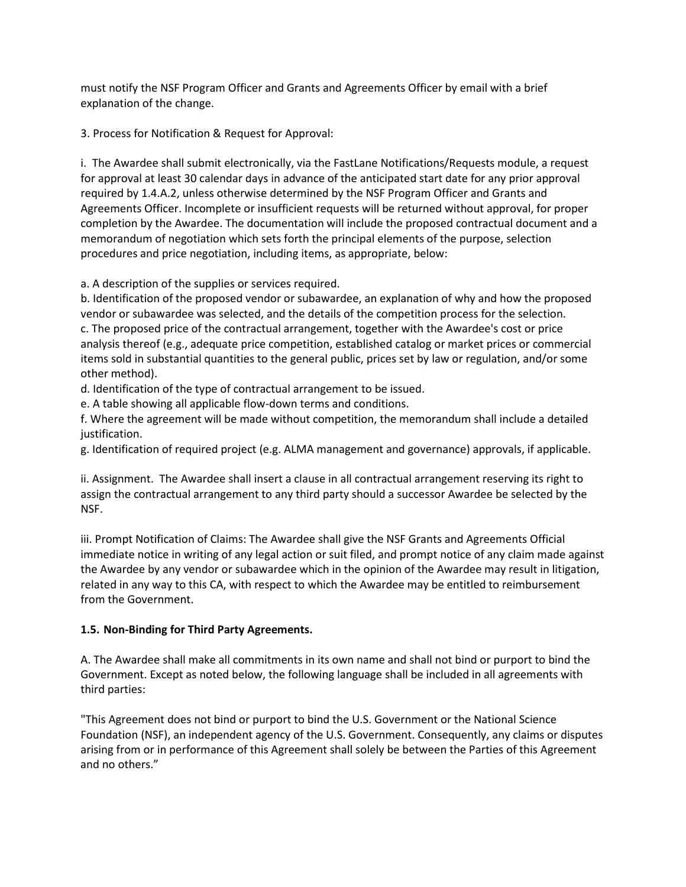must notify the NSF Program Officer and Grants and Agreements Officer by email with a brief explanation of the change.

3. Process for Notification & Request for Approval:

i. The Awardee shall submit electronically, via the FastLane Notifications/Requests module, a request for approval at least 30 calendar days in advance of the anticipated start date for any prior approval required by 1.4.A.2, unless otherwise determined by the NSF Program Officer and Grants and Agreements Officer. Incomplete or insufficient requests will be returned without approval, for proper completion by the Awardee. The documentation will include the proposed contractual document and a memorandum of negotiation which sets forth the principal elements of the purpose, selection procedures and price negotiation, including items, as appropriate, below:

a. A description of the supplies or services required.
b. Identification of the proposed vendor or subawardee, an explanation of why and how the proposed vendor or subawardee was selected, and the details of the competition process for the selection.
c. The proposed price of the contractual arrangement, together with the Awardee's cost or price analysis thereof (e.g., adequate price competition, established catalog or market prices or commercial items sold in substantial quantities to the general public, prices set by law or regulation, and/or some other method).
d. Identification of the type of contractual arrangement to be issued.
e. A table showing all applicable flow-down terms and conditions.
f. Where the agreement will be made without competition, the memorandum shall include a detailed justification.
g. Identification of required project (e.g. ALMA management and governance) approvals, if applicable.

ii. Assignment. The Awardee shall insert a clause in all contractual arrangement reserving its right to assign the contractual arrangement to any third party should a successor Awardee be selected by the NSF.

iii. Prompt Notification of Claims: The Awardee shall give the NSF Grants and Agreements Official immediate notice in writing of any legal action or suit filed, and prompt notice of any claim made against the Awardee by any vendor or subawardee which in the opinion of the Awardee may result in litigation, related in any way to this CA, with respect to which the Awardee may be entitled to reimbursement from the Government.

### 1.5. Non-Binding for Third Party Agreements.

A. The Awardee shall make all commitments in its own name and shall not bind or purport to bind the Government. Except as noted below, the following language shall be included in all agreements with third parties:

"This Agreement does not bind or purport to bind the U.S. Government or the National Science Foundation (NSF), an independent agency of the U.S. Government. Consequently, any claims or disputes arising from or in performance of this Agreement shall solely be between the Parties of this Agreement and no others."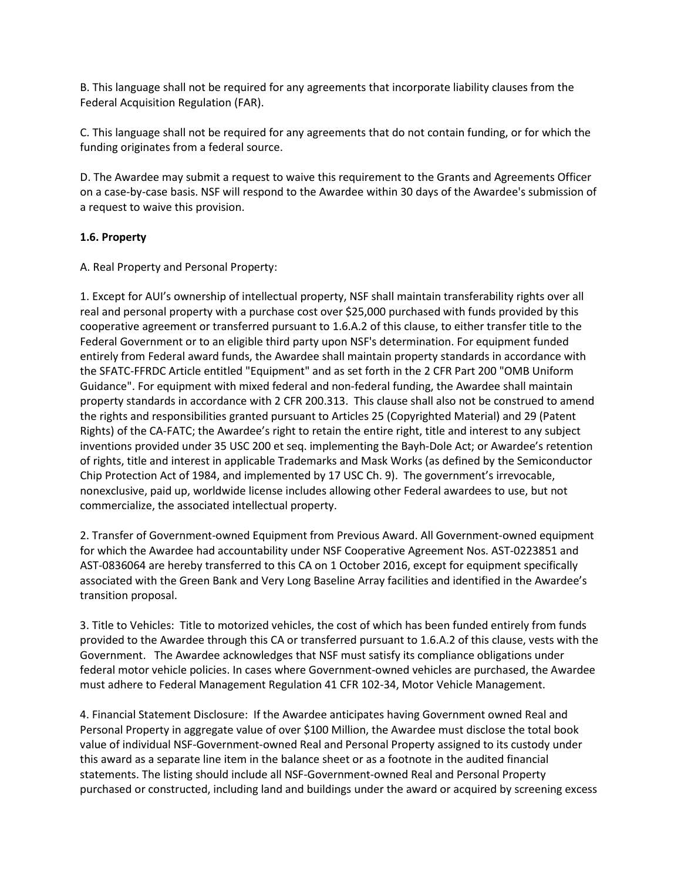B. This language shall not be required for any agreements that incorporate liability clauses from the Federal Acquisition Regulation (FAR).

C. This language shall not be required for any agreements that do not contain funding, or for which the funding originates from a federal source.

D. The Awardee may submit a request to waive this requirement to the Grants and Agreements Officer on a case-by-case basis. NSF will respond to the Awardee within 30 days of the Awardee's submission of a request to waive this provision.

**1.6. Property**

A. Real Property and Personal Property:

1. Except for AUI's ownership of intellectual property, NSF shall maintain transferability rights over all real and personal property with a purchase cost over $25,000 purchased with funds provided by this cooperative agreement or transferred pursuant to 1.6.A.2 of this clause, to either transfer title to the Federal Government or to an eligible third party upon NSF's determination. For equipment funded entirely from Federal award funds, the Awardee shall maintain property standards in accordance with the SFATC-FFRDC Article entitled "Equipment" and as set forth in the 2 CFR Part 200 "OMB Uniform Guidance". For equipment with mixed federal and non-federal funding, the Awardee shall maintain property standards in accordance with 2 CFR 200.313. This clause shall also not be construed to amend the rights and responsibilities granted pursuant to Articles 25 (Copyrighted Material) and 29 (Patent Rights) of the CA-FATC; the Awardee's right to retain the entire right, title and interest to any subject inventions provided under 35 USC 200 et seq. implementing the Bayh-Dole Act; or Awardee's retention of rights, title and interest in applicable Trademarks and Mask Works (as defined by the Semiconductor Chip Protection Act of 1984, and implemented by 17 USC Ch. 9). The government's irrevocable, nonexclusive, paid up, worldwide license includes allowing other Federal awardees to use, but not commercialize, the associated intellectual property.

2. Transfer of Government-owned Equipment from Previous Award. All Government-owned equipment for which the Awardee had accountability under NSF Cooperative Agreement Nos. AST-0223851 and AST-0836064 are hereby transferred to this CA on 1 October 2016, except for equipment specifically associated with the Green Bank and Very Long Baseline Array facilities and identified in the Awardee's transition proposal.

3. Title to Vehicles: Title to motorized vehicles, the cost of which has been funded entirely from funds provided to the Awardee through this CA or transferred pursuant to 1.6.A.2 of this clause, vests with the Government. The Awardee acknowledges that NSF must satisfy its compliance obligations under federal motor vehicle policies. In cases where Government-owned vehicles are purchased, the Awardee must adhere to Federal Management Regulation 41 CFR 102-34, Motor Vehicle Management.

4. Financial Statement Disclosure: If the Awardee anticipates having Government owned Real and Personal Property in aggregate value of over $100 Million, the Awardee must disclose the total book value of individual NSF-Government-owned Real and Personal Property assigned to its custody under this award as a separate line item in the balance sheet or as a footnote in the audited financial statements. The listing should include all NSF-Government-owned Real and Personal Property purchased or constructed, including land and buildings under the award or acquired by screening excess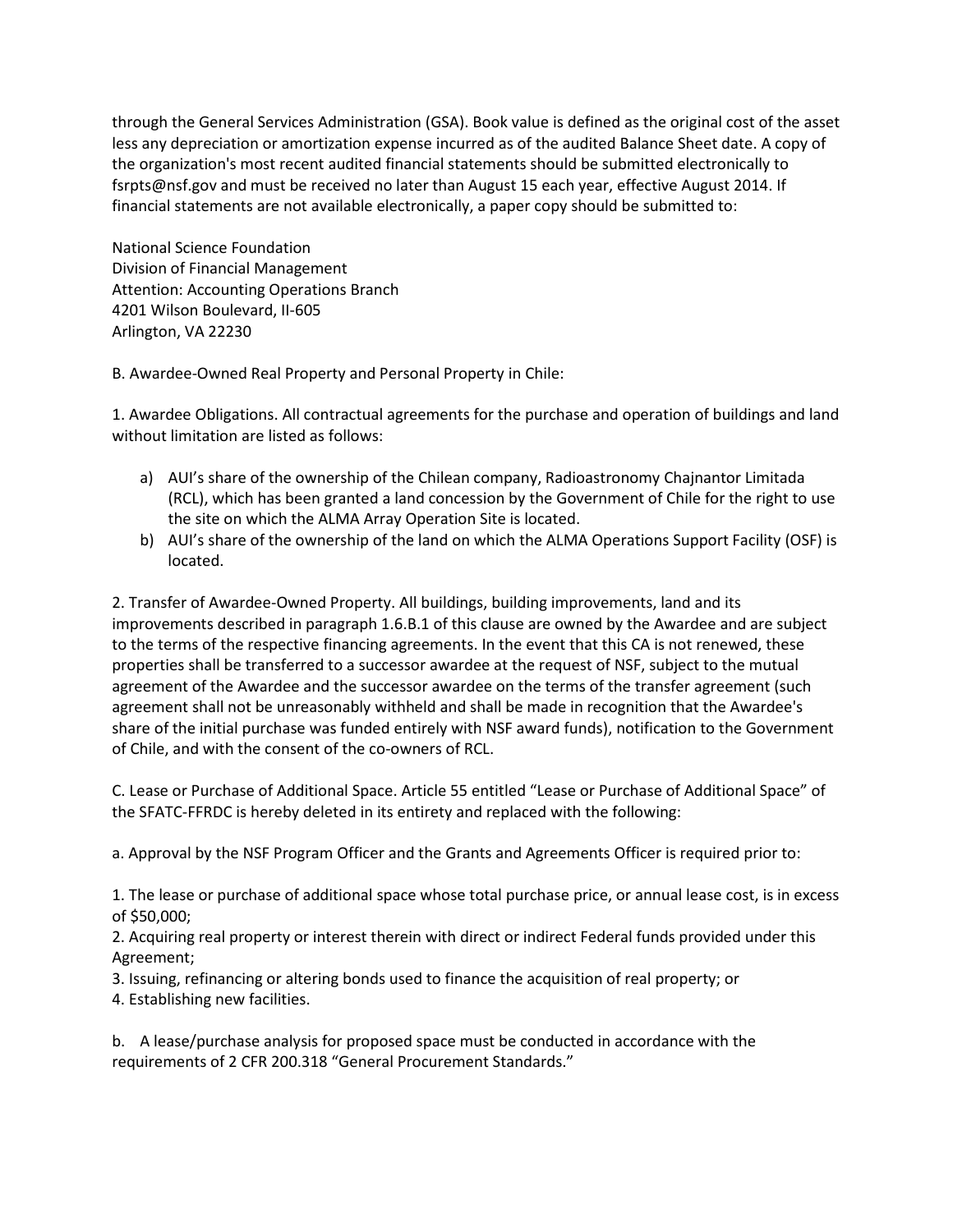through the General Services Administration (GSA). Book value is defined as the original cost of the asset less any depreciation or amortization expense incurred as of the audited Balance Sheet date. A copy of the organization's most recent audited financial statements should be submitted electronically to fsrpts@nsf.gov and must be received no later than August 15 each year, effective August 2014. If financial statements are not available electronically, a paper copy should be submitted to:

National Science Foundation
Division of Financial Management
Attention: Accounting Operations Branch
4201 Wilson Boulevard, II-605
Arlington, VA 22230

B. Awardee-Owned Real Property and Personal Property in Chile:

1. Awardee Obligations. All contractual agreements for the purchase and operation of buildings and land without limitation are listed as follows:

a) AUI's share of the ownership of the Chilean company, Radioastronomy Chajnantor Limitada (RCL), which has been granted a land concession by the Government of Chile for the right to use the site on which the ALMA Array Operation Site is located.
b) AUI's share of the ownership of the land on which the ALMA Operations Support Facility (OSF) is located.

2. Transfer of Awardee-Owned Property. All buildings, building improvements, land and its improvements described in paragraph 1.6.B.1 of this clause are owned by the Awardee and are subject to the terms of the respective financing agreements. In the event that this CA is not renewed, these properties shall be transferred to a successor awardee at the request of NSF, subject to the mutual agreement of the Awardee and the successor awardee on the terms of the transfer agreement (such agreement shall not be unreasonably withheld and shall be made in recognition that the Awardee's share of the initial purchase was funded entirely with NSF award funds), notification to the Government of Chile, and with the consent of the co-owners of RCL.

C. Lease or Purchase of Additional Space. Article 55 entitled "Lease or Purchase of Additional Space" of the SFATC-FFRDC is hereby deleted in its entirety and replaced with the following:

a. Approval by the NSF Program Officer and the Grants and Agreements Officer is required prior to:

1. The lease or purchase of additional space whose total purchase price, or annual lease cost, is in excess of $50,000;
2. Acquiring real property or interest therein with direct or indirect Federal funds provided under this Agreement;
3. Issuing, refinancing or altering bonds used to finance the acquisition of real property; or
4. Establishing new facilities.

b. A lease/purchase analysis for proposed space must be conducted in accordance with the requirements of 2 CFR 200.318 "General Procurement Standards."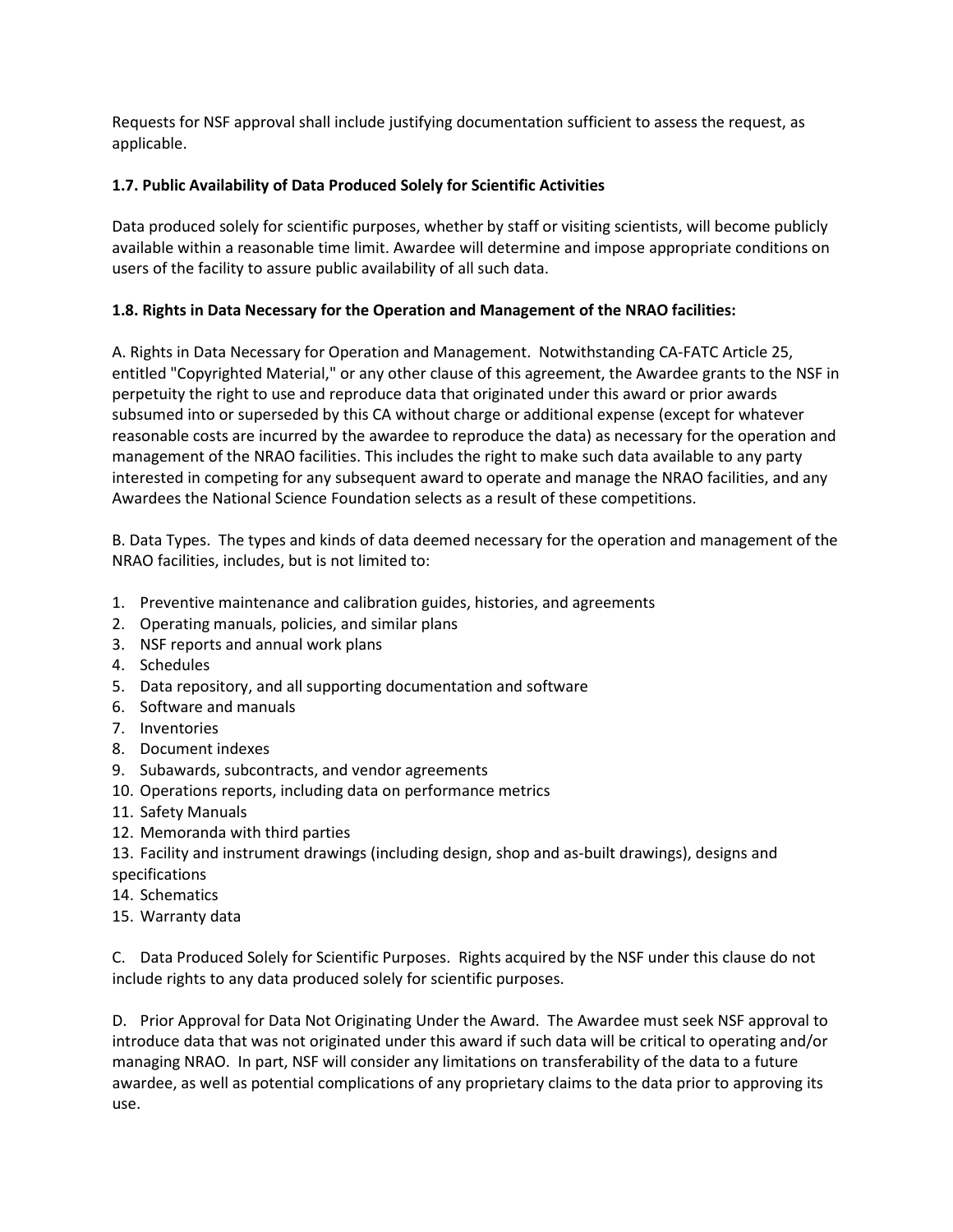Requests for NSF approval shall include justifying documentation sufficient to assess the request, as applicable.

**1.7. Public Availability of Data Produced Solely for Scientific Activities**

Data produced solely for scientific purposes, whether by staff or visiting scientists, will become publicly available within a reasonable time limit. Awardee will determine and impose appropriate conditions on users of the facility to assure public availability of all such data.

**1.8. Rights in Data Necessary for the Operation and Management of the NRAO facilities:**

A. Rights in Data Necessary for Operation and Management. Notwithstanding CA-FATC Article 25, entitled "Copyrighted Material," or any other clause of this agreement, the Awardee grants to the NSF in perpetuity the right to use and reproduce data that originated under this award or prior awards subsumed into or superseded by this CA without charge or additional expense (except for whatever reasonable costs are incurred by the awardee to reproduce the data) as necessary for the operation and management of the NRAO facilities. This includes the right to make such data available to any party interested in competing for any subsequent award to operate and manage the NRAO facilities, and any Awardees the National Science Foundation selects as a result of these competitions.

B. Data Types. The types and kinds of data deemed necessary for the operation and management of the NRAO facilities, includes, but is not limited to:

1. Preventive maintenance and calibration guides, histories, and agreements
2. Operating manuals, policies, and similar plans
3. NSF reports and annual work plans
4. Schedules
5. Data repository, and all supporting documentation and software
6. Software and manuals
7. Inventories
8. Document indexes
9. Subawards, subcontracts, and vendor agreements
10. Operations reports, including data on performance metrics
11. Safety Manuals
12. Memoranda with third parties
13. Facility and instrument drawings (including design, shop and as-built drawings), designs and specifications
14. Schematics
15. Warranty data

C. Data Produced Solely for Scientific Purposes. Rights acquired by the NSF under this clause do not include rights to any data produced solely for scientific purposes.

D. Prior Approval for Data Not Originating Under the Award. The Awardee must seek NSF approval to introduce data that was not originated under this award if such data will be critical to operating and/or managing NRAO. In part, NSF will consider any limitations on transferability of the data to a future awardee, as well as potential complications of any proprietary claims to the data prior to approving its use.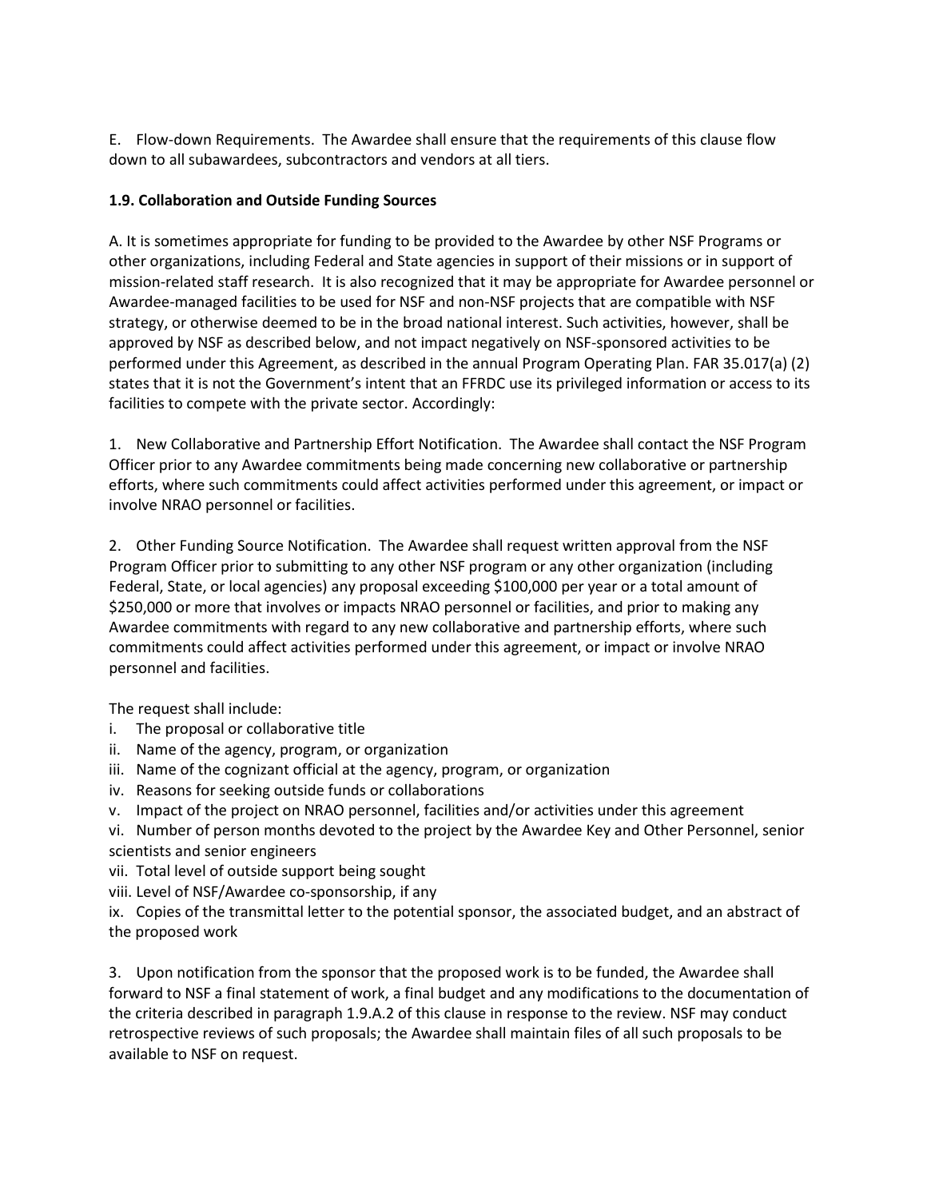E. Flow-down Requirements. The Awardee shall ensure that the requirements of this clause flow down to all subawardees, subcontractors and vendors at all tiers.

### 1.9. Collaboration and Outside Funding Sources

A. It is sometimes appropriate for funding to be provided to the Awardee by other NSF Programs or other organizations, including Federal and State agencies in support of their missions or in support of mission-related staff research. It is also recognized that it may be appropriate for Awardee personnel or Awardee-managed facilities to be used for NSF and non-NSF projects that are compatible with NSF strategy, or otherwise deemed to be in the broad national interest. Such activities, however, shall be approved by NSF as described below, and not impact negatively on NSF-sponsored activities to be performed under this Agreement, as described in the annual Program Operating Plan. FAR 35.017(a) (2) states that it is not the Government's intent that an FFRDC use its privileged information or access to its facilities to compete with the private sector. Accordingly:

1. New Collaborative and Partnership Effort Notification. The Awardee shall contact the NSF Program Officer prior to any Awardee commitments being made concerning new collaborative or partnership efforts, where such commitments could affect activities performed under this agreement, or impact or involve NRAO personnel or facilities.

2. Other Funding Source Notification. The Awardee shall request written approval from the NSF Program Officer prior to submitting to any other NSF program or any other organization (including Federal, State, or local agencies) any proposal exceeding $100,000 per year or a total amount of $250,000 or more that involves or impacts NRAO personnel or facilities, and prior to making any Awardee commitments with regard to any new collaborative and partnership efforts, where such commitments could affect activities performed under this agreement, or impact or involve NRAO personnel and facilities.

The request shall include:

i. The proposal or collaborative title
ii. Name of the agency, program, or organization
iii. Name of the cognizant official at the agency, program, or organization
iv. Reasons for seeking outside funds or collaborations
v. Impact of the project on NRAO personnel, facilities and/or activities under this agreement
vi. Number of person months devoted to the project by the Awardee Key and Other Personnel, senior scientists and senior engineers
vii. Total level of outside support being sought
viii. Level of NSF/Awardee co-sponsorship, if any
ix. Copies of the transmittal letter to the potential sponsor, the associated budget, and an abstract of the proposed work

3. Upon notification from the sponsor that the proposed work is to be funded, the Awardee shall forward to NSF a final statement of work, a final budget and any modifications to the documentation of the criteria described in paragraph 1.9.A.2 of this clause in response to the review. NSF may conduct retrospective reviews of such proposals; the Awardee shall maintain files of all such proposals to be available to NSF on request.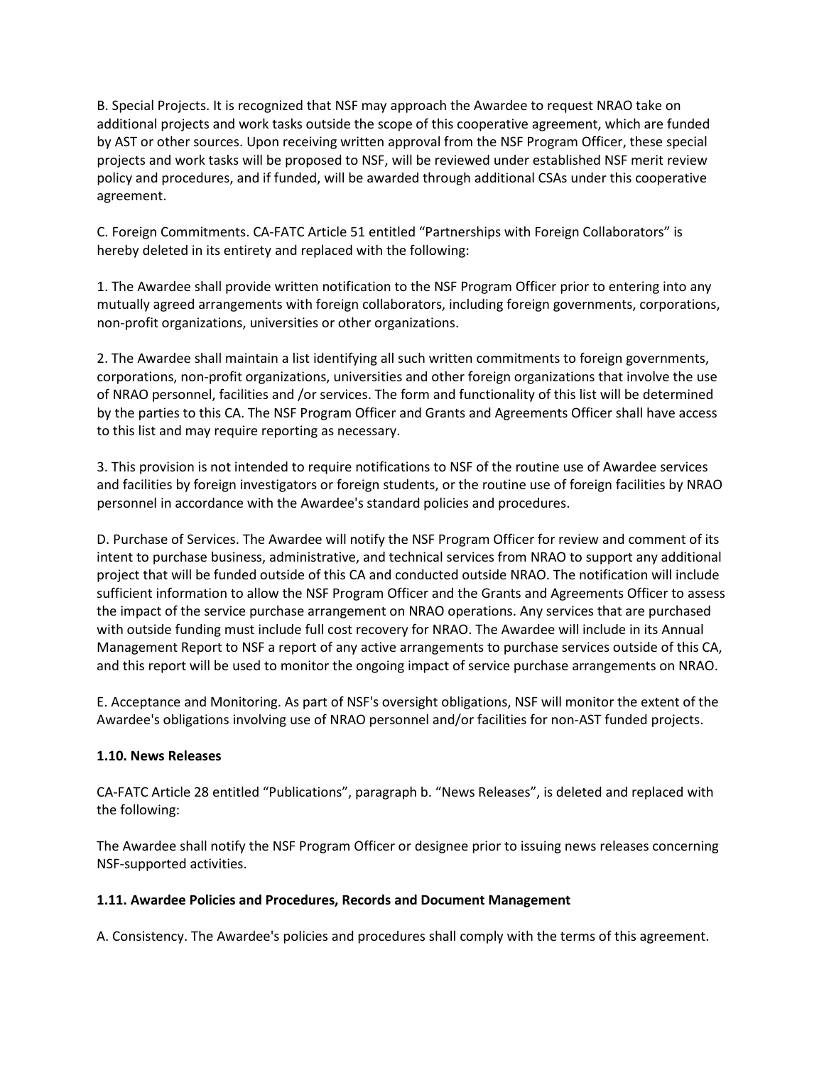B. Special Projects. It is recognized that NSF may approach the Awardee to request NRAO take on additional projects and work tasks outside the scope of this cooperative agreement, which are funded by AST or other sources. Upon receiving written approval from the NSF Program Officer, these special projects and work tasks will be proposed to NSF, will be reviewed under established NSF merit review policy and procedures, and if funded, will be awarded through additional CSAs under this cooperative agreement.

C. Foreign Commitments. CA-FATC Article 51 entitled "Partnerships with Foreign Collaborators" is hereby deleted in its entirety and replaced with the following:

1. The Awardee shall provide written notification to the NSF Program Officer prior to entering into any mutually agreed arrangements with foreign collaborators, including foreign governments, corporations, non-profit organizations, universities or other organizations.

2. The Awardee shall maintain a list identifying all such written commitments to foreign governments, corporations, non-profit organizations, universities and other foreign organizations that involve the use of NRAO personnel, facilities and /or services. The form and functionality of this list will be determined by the parties to this CA. The NSF Program Officer and Grants and Agreements Officer shall have access to this list and may require reporting as necessary.

3. This provision is not intended to require notifications to NSF of the routine use of Awardee services and facilities by foreign investigators or foreign students, or the routine use of foreign facilities by NRAO personnel in accordance with the Awardee's standard policies and procedures.

D. Purchase of Services. The Awardee will notify the NSF Program Officer for review and comment of its intent to purchase business, administrative, and technical services from NRAO to support any additional project that will be funded outside of this CA and conducted outside NRAO. The notification will include sufficient information to allow the NSF Program Officer and the Grants and Agreements Officer to assess the impact of the service purchase arrangement on NRAO operations. Any services that are purchased with outside funding must include full cost recovery for NRAO. The Awardee will include in its Annual Management Report to NSF a report of any active arrangements to purchase services outside of this CA, and this report will be used to monitor the ongoing impact of service purchase arrangements on NRAO.

E. Acceptance and Monitoring. As part of NSF's oversight obligations, NSF will monitor the extent of the Awardee's obligations involving use of NRAO personnel and/or facilities for non-AST funded projects.

### 1.10. News Releases

CA-FATC Article 28 entitled "Publications", paragraph b. "News Releases", is deleted and replaced with the following:

The Awardee shall notify the NSF Program Officer or designee prior to issuing news releases concerning NSF-supported activities.

### 1.11. Awardee Policies and Procedures, Records and Document Management

A. Consistency. The Awardee's policies and procedures shall comply with the terms of this agreement.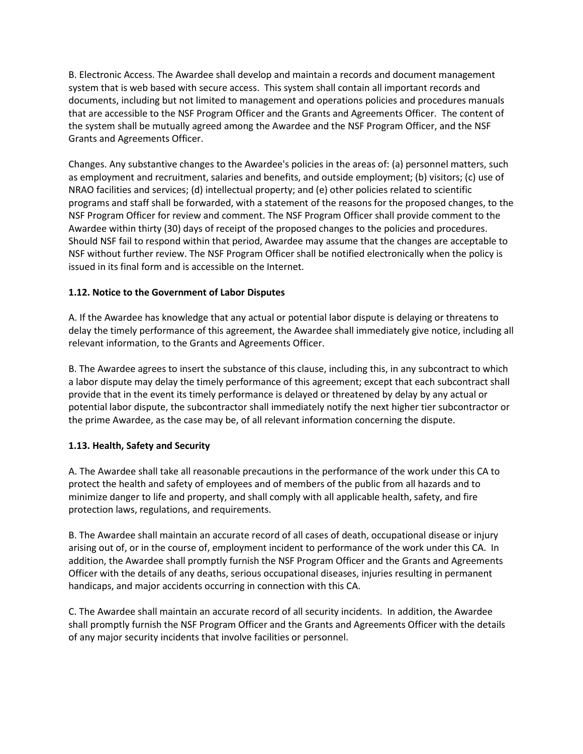B. Electronic Access. The Awardee shall develop and maintain a records and document management system that is web based with secure access. This system shall contain all important records and documents, including but not limited to management and operations policies and procedures manuals that are accessible to the NSF Program Officer and the Grants and Agreements Officer. The content of the system shall be mutually agreed among the Awardee and the NSF Program Officer, and the NSF Grants and Agreements Officer.

Changes. Any substantive changes to the Awardee's policies in the areas of: (a) personnel matters, such as employment and recruitment, salaries and benefits, and outside employment; (b) visitors; (c) use of NRAO facilities and services; (d) intellectual property; and (e) other policies related to scientific programs and staff shall be forwarded, with a statement of the reasons for the proposed changes, to the NSF Program Officer for review and comment. The NSF Program Officer shall provide comment to the Awardee within thirty (30) days of receipt of the proposed changes to the policies and procedures. Should NSF fail to respond within that period, Awardee may assume that the changes are acceptable to NSF without further review. The NSF Program Officer shall be notified electronically when the policy is issued in its final form and is accessible on the Internet.

**1.12. Notice to the Government of Labor Disputes**

A. If the Awardee has knowledge that any actual or potential labor dispute is delaying or threatens to delay the timely performance of this agreement, the Awardee shall immediately give notice, including all relevant information, to the Grants and Agreements Officer.

B. The Awardee agrees to insert the substance of this clause, including this, in any subcontract to which a labor dispute may delay the timely performance of this agreement; except that each subcontract shall provide that in the event its timely performance is delayed or threatened by delay by any actual or potential labor dispute, the subcontractor shall immediately notify the next higher tier subcontractor or the prime Awardee, as the case may be, of all relevant information concerning the dispute.

**1.13. Health, Safety and Security**

A. The Awardee shall take all reasonable precautions in the performance of the work under this CA to protect the health and safety of employees and of members of the public from all hazards and to minimize danger to life and property, and shall comply with all applicable health, safety, and fire protection laws, regulations, and requirements.

B. The Awardee shall maintain an accurate record of all cases of death, occupational disease or injury arising out of, or in the course of, employment incident to performance of the work under this CA. In addition, the Awardee shall promptly furnish the NSF Program Officer and the Grants and Agreements Officer with the details of any deaths, serious occupational diseases, injuries resulting in permanent handicaps, and major accidents occurring in connection with this CA.

C. The Awardee shall maintain an accurate record of all security incidents. In addition, the Awardee shall promptly furnish the NSF Program Officer and the Grants and Agreements Officer with the details of any major security incidents that involve facilities or personnel.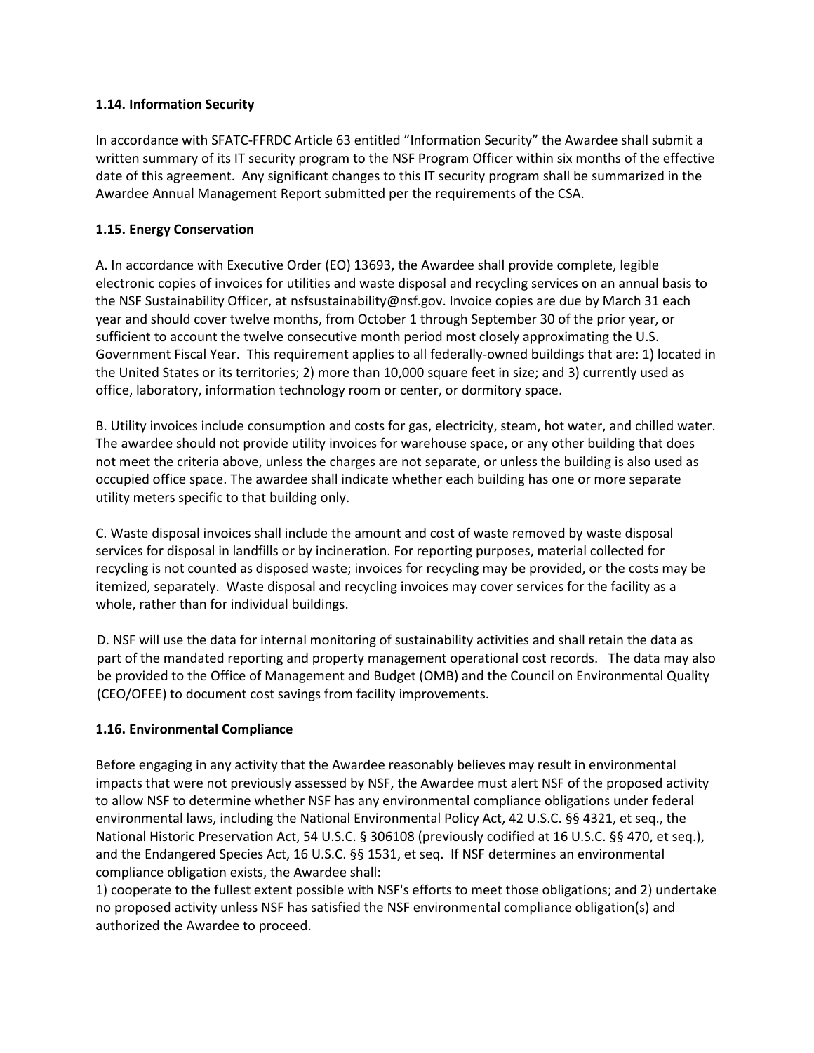### 1.14. Information Security

In accordance with SFATC-FFRDC Article 63 entitled "Information Security" the Awardee shall submit a written summary of its IT security program to the NSF Program Officer within six months of the effective date of this agreement. Any significant changes to this IT security program shall be summarized in the Awardee Annual Management Report submitted per the requirements of the CSA.

### 1.15. Energy Conservation

A. In accordance with Executive Order (EO) 13693, the Awardee shall provide complete, legible electronic copies of invoices for utilities and waste disposal and recycling services on an annual basis to the NSF Sustainability Officer, at nsfsustainability@nsf.gov. Invoice copies are due by March 31 each year and should cover twelve months, from October 1 through September 30 of the prior year, or sufficient to account the twelve consecutive month period most closely approximating the U.S. Government Fiscal Year. This requirement applies to all federally-owned buildings that are: 1) located in the United States or its territories; 2) more than 10,000 square feet in size; and 3) currently used as office, laboratory, information technology room or center, or dormitory space.

B. Utility invoices include consumption and costs for gas, electricity, steam, hot water, and chilled water. The awardee should not provide utility invoices for warehouse space, or any other building that does not meet the criteria above, unless the charges are not separate, or unless the building is also used as occupied office space. The awardee shall indicate whether each building has one or more separate utility meters specific to that building only.

C. Waste disposal invoices shall include the amount and cost of waste removed by waste disposal services for disposal in landfills or by incineration. For reporting purposes, material collected for recycling is not counted as disposed waste; invoices for recycling may be provided, or the costs may be itemized, separately. Waste disposal and recycling invoices may cover services for the facility as a whole, rather than for individual buildings.

D. NSF will use the data for internal monitoring of sustainability activities and shall retain the data as part of the mandated reporting and property management operational cost records. The data may also be provided to the Office of Management and Budget (OMB) and the Council on Environmental Quality (CEO/OFEE) to document cost savings from facility improvements.

### 1.16. Environmental Compliance

Before engaging in any activity that the Awardee reasonably believes may result in environmental impacts that were not previously assessed by NSF, the Awardee must alert NSF of the proposed activity to allow NSF to determine whether NSF has any environmental compliance obligations under federal environmental laws, including the National Environmental Policy Act, 42 U.S.C. §§ 4321, et seq., the National Historic Preservation Act, 54 U.S.C. § 306108 (previously codified at 16 U.S.C. §§ 470, et seq.), and the Endangered Species Act, 16 U.S.C. §§ 1531, et seq. If NSF determines an environmental compliance obligation exists, the Awardee shall:
1) cooperate to the fullest extent possible with NSF's efforts to meet those obligations; and 2) undertake no proposed activity unless NSF has satisfied the NSF environmental compliance obligation(s) and authorized the Awardee to proceed.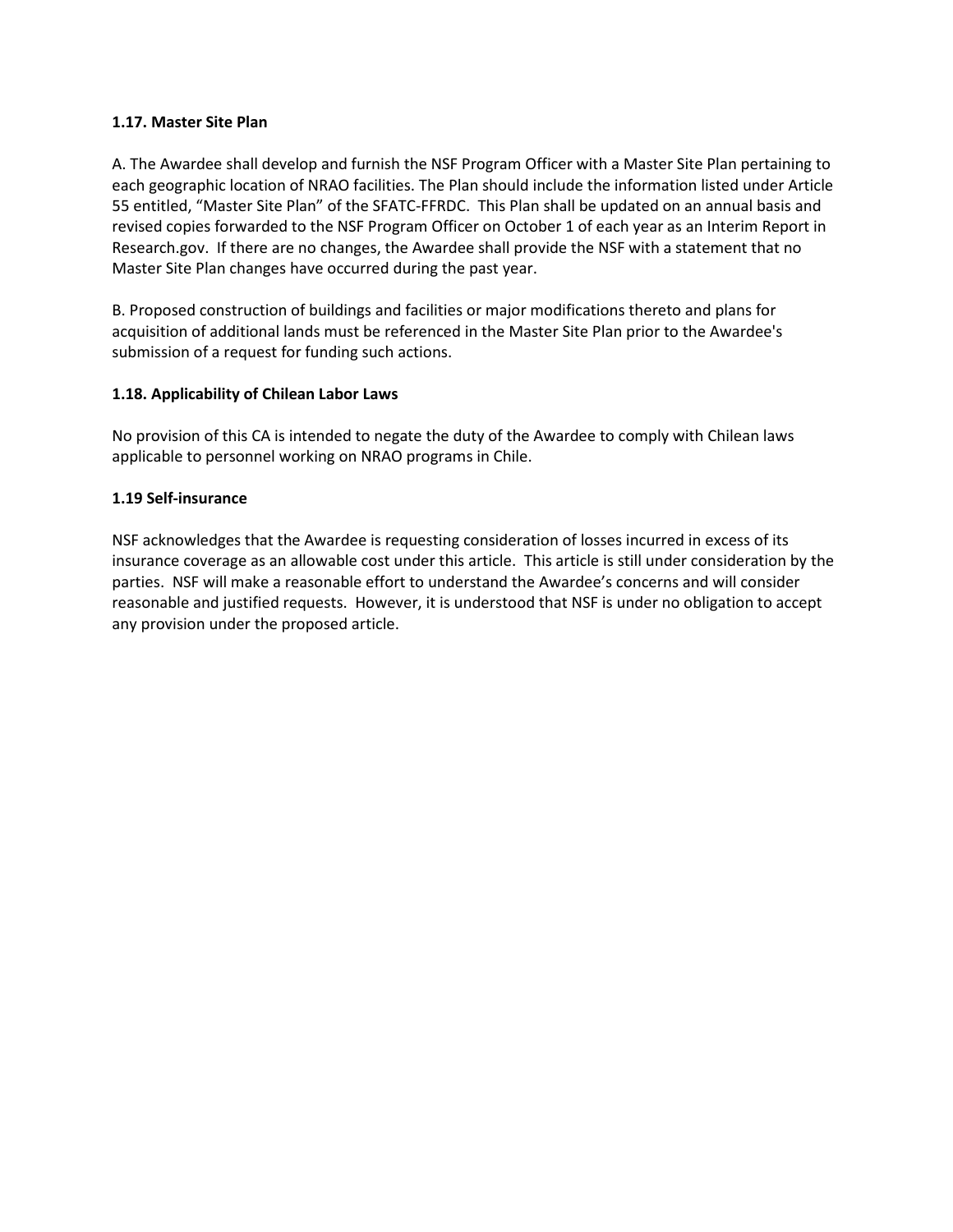**1.17. Master Site Plan**

A. The Awardee shall develop and furnish the NSF Program Officer with a Master Site Plan pertaining to each geographic location of NRAO facilities. The Plan should include the information listed under Article 55 entitled, “Master Site Plan” of the SFATC-FFRDC. This Plan shall be updated on an annual basis and revised copies forwarded to the NSF Program Officer on October 1 of each year as an Interim Report in Research.gov. If there are no changes, the Awardee shall provide the NSF with a statement that no Master Site Plan changes have occurred during the past year.

B. Proposed construction of buildings and facilities or major modifications thereto and plans for acquisition of additional lands must be referenced in the Master Site Plan prior to the Awardee's submission of a request for funding such actions.

**1.18. Applicability of Chilean Labor Laws**

No provision of this CA is intended to negate the duty of the Awardee to comply with Chilean laws applicable to personnel working on NRAO programs in Chile.

**1.19 Self-insurance**

NSF acknowledges that the Awardee is requesting consideration of losses incurred in excess of its insurance coverage as an allowable cost under this article. This article is still under consideration by the parties. NSF will make a reasonable effort to understand the Awardee’s concerns and will consider reasonable and justified requests. However, it is understood that NSF is under no obligation to accept any provision under the proposed article.